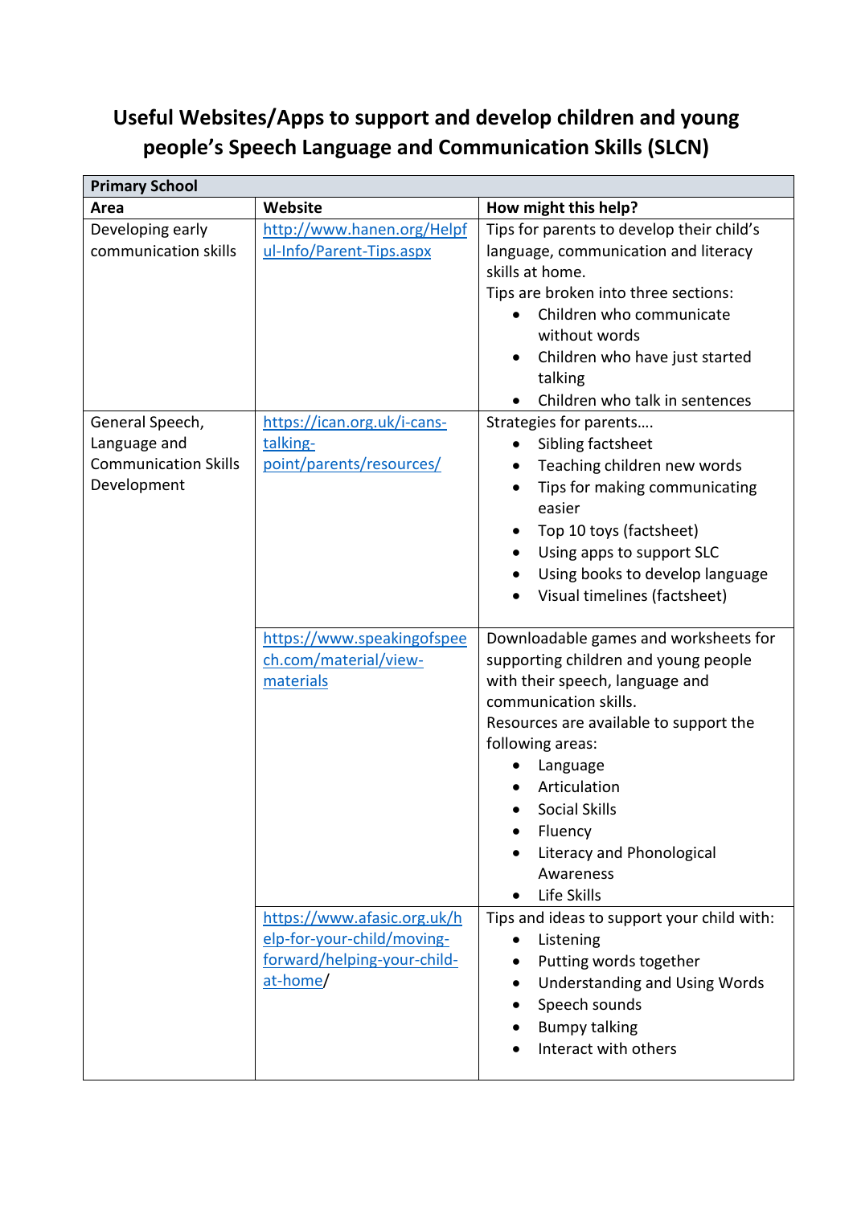# Useful Websites/Apps to support and develop children and young people's Speech Language and Communication Skills (SLCN)

| Primary School | | |
|---|---|---|
| **Area** | **Website** | **How might this help?** |
| Developing early communication skills | http://www.hanen.org/Helpful-Info/Parent-Tips.aspx | Tips for parents to develop their child's language, communication and literacy skills at home.<br>Tips are broken into three sections:<br>• Children who communicate without words<br>• Children who have just started talking<br>• Children who talk in sentences |
| General Speech, Language and Communication Skills Development | https://ican.org.uk/i-cans-talking-point/parents/resources/ | Strategies for parents….<br>• Sibling factsheet<br>• Teaching children new words<br>• Tips for making communicating easier<br>• Top 10 toys (factsheet)<br>• Using apps to support SLC<br>• Using books to develop language<br>• Visual timelines (factsheet) |
| | https://www.speakingofspeech.com/material/view-materials | Downloadable games and worksheets for supporting children and young people with their speech, language and communication skills.<br>Resources are available to support the following areas:<br>• Language<br>• Articulation<br>• Social Skills<br>• Fluency<br>• Literacy and Phonological Awareness<br>• Life Skills |
| | https://www.afasic.org.uk/help-for-your-child/moving-forward/helping-your-child-at-home/ | Tips and ideas to support your child with:<br>• Listening<br>• Putting words together<br>• Understanding and Using Words<br>• Speech sounds<br>• Bumpy talking<br>• Interact with others |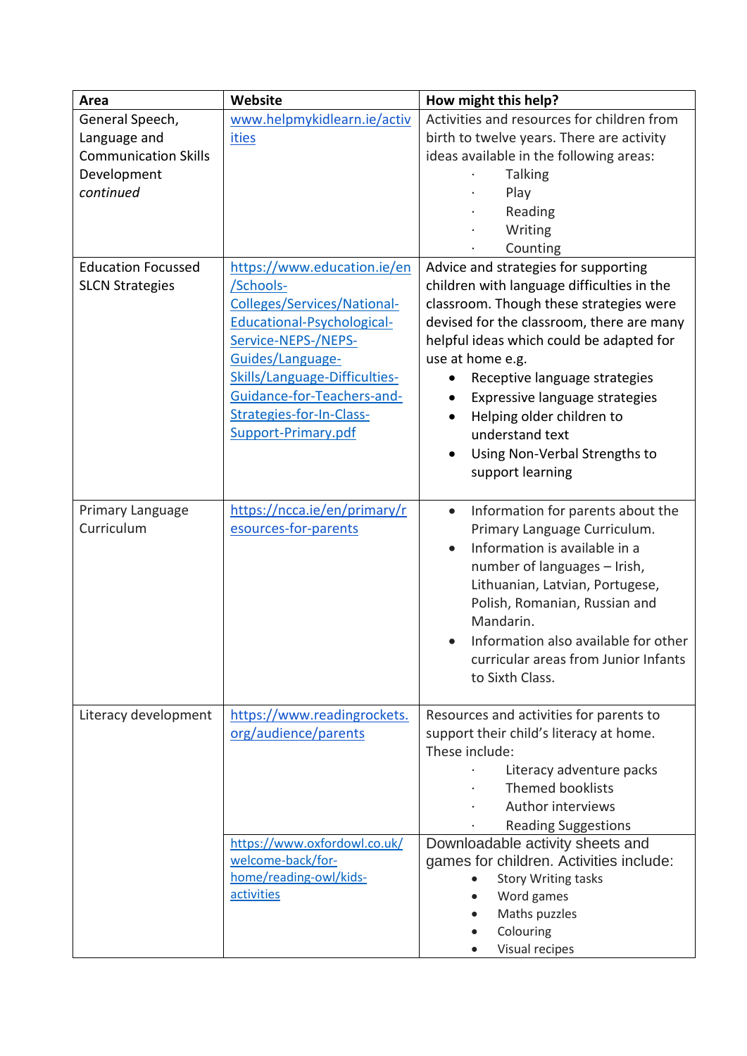| Area | Website | How might this help? |
|---|---|---|
| General Speech, Language and Communication Skills Development *continued* | www.helpmykidlearn.ie/activities | Activities and resources for children from birth to twelve years. There are activity ideas available in the following areas:<br>· Talking<br>· Play<br>· Reading<br>· Writing<br>· Counting |
| Education Focussed SLCN Strategies | https://www.education.ie/en/Schools-Colleges/Services/National-Educational-Psychological-Service-NEPS-/NEPS-Guides/Language-Skills/Language-Difficulties-Guidance-for-Teachers-and-Strategies-for-In-Class-Support-Primary.pdf | Advice and strategies for supporting children with language difficulties in the classroom. Though these strategies were devised for the classroom, there are many helpful ideas which could be adapted for use at home e.g.<br>• Receptive language strategies<br>• Expressive language strategies<br>• Helping older children to understand text<br>• Using Non-Verbal Strengths to support learning |
| Primary Language Curriculum | https://ncca.ie/en/primary/resources-for-parents | • Information for parents about the Primary Language Curriculum.<br>• Information is available in a number of languages – Irish, Lithuanian, Latvian, Portugese, Polish, Romanian, Russian and Mandarin.<br>• Information also available for other curricular areas from Junior Infants to Sixth Class. |
| Literacy development | https://www.readingrockets.org/audience/parents | Resources and activities for parents to support their child's literacy at home. These include:<br>· Literacy adventure packs<br>· Themed booklists<br>· Author interviews<br>· Reading Suggestions |
| | https://www.oxfordowl.co.uk/welcome-back/for-home/reading-owl/kids-activities | Downloadable activity sheets and games for children. Activities include:<br>• Story Writing tasks<br>• Word games<br>• Maths puzzles<br>• Colouring<br>• Visual recipes |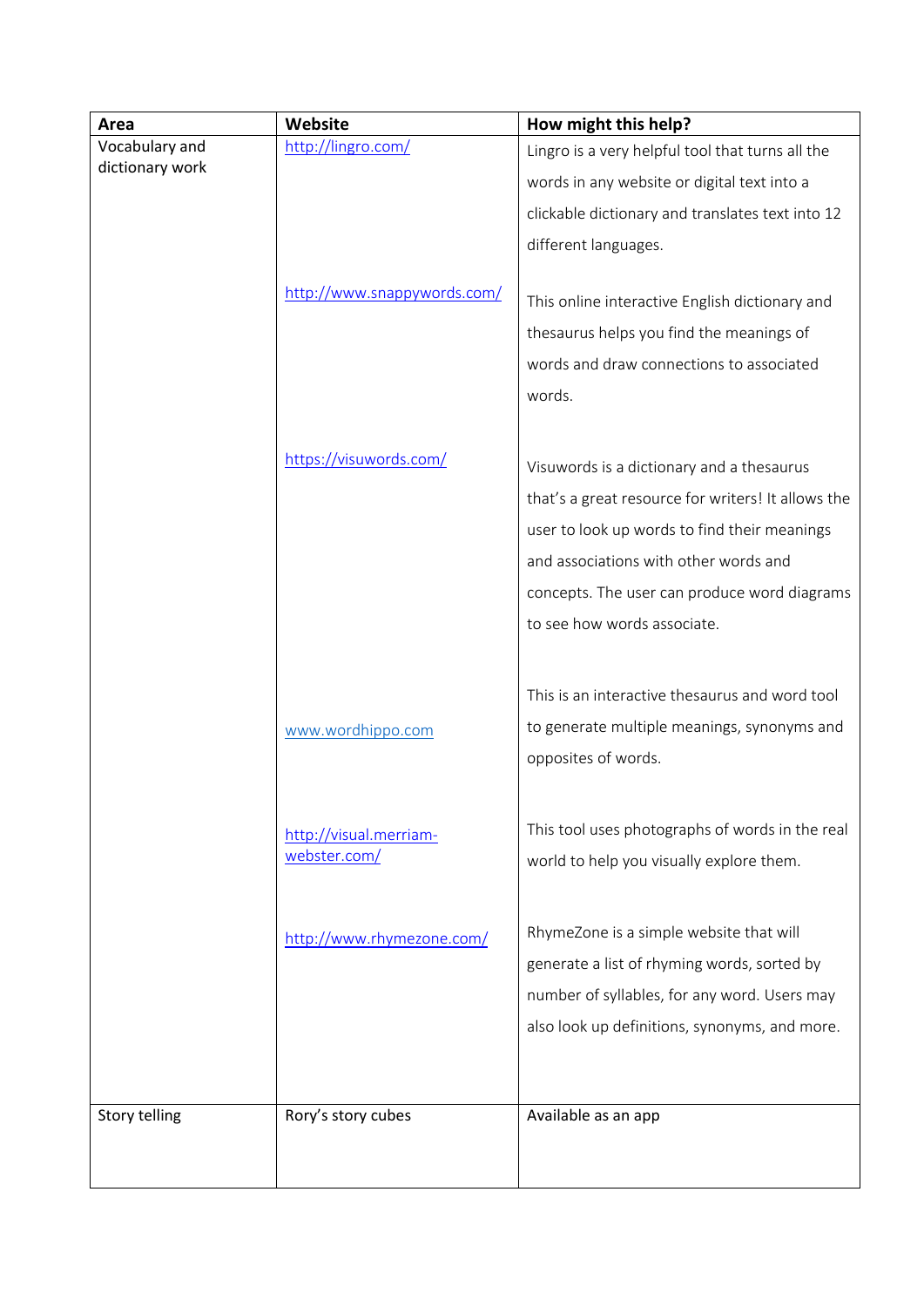| Area | Website | How might this help? |
|---|---|---|
| Vocabulary and dictionary work | http://lingro.com/ | Lingro is a very helpful tool that turns all the words in any website or digital text into a clickable dictionary and translates text into 12 different languages. |
| | http://www.snappywords.com/ | This online interactive English dictionary and thesaurus helps you find the meanings of words and draw connections to associated words. |
| | https://visuwords.com/ | Visuwords is a dictionary and a thesaurus that's a great resource for writers! It allows the user to look up words to find their meanings and associations with other words and concepts. The user can produce word diagrams to see how words associate. |
| | www.wordhippo.com | This is an interactive thesaurus and word tool to generate multiple meanings, synonyms and opposites of words. |
| | http://visual.merriam-webster.com/ | This tool uses photographs of words in the real world to help you visually explore them. |
| | http://www.rhymezone.com/ | RhymeZone is a simple website that will generate a list of rhyming words, sorted by number of syllables, for any word. Users may also look up definitions, synonyms, and more. |
| Story telling | Rory's story cubes | Available as an app |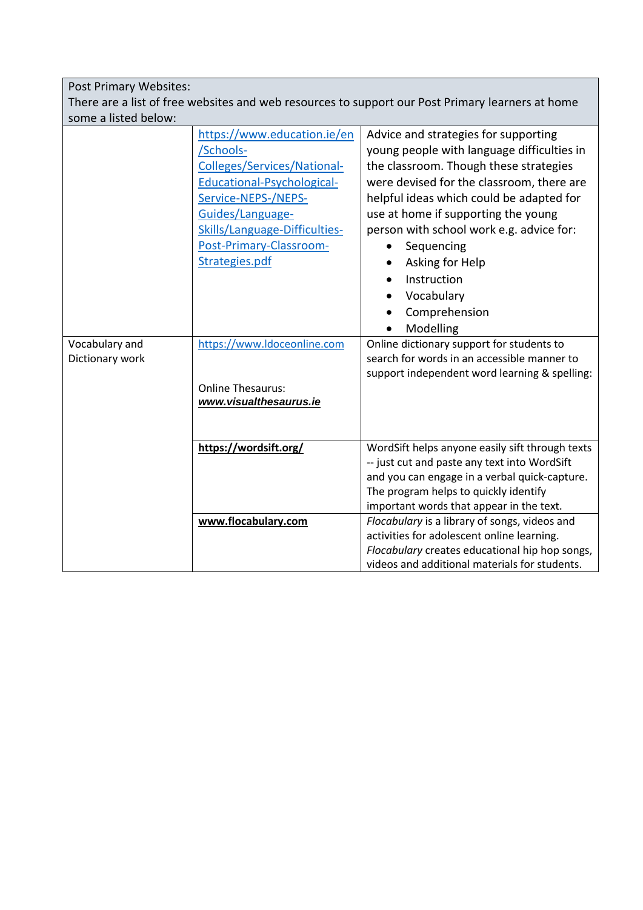| Post Primary Websites:<br>There are a list of free websites and web resources to support our Post Primary learners at home some a listed below: | | |
|---|---|---|
| | https://www.education.ie/en/Schools-Colleges/Services/National-Educational-Psychological-Service-NEPS-/NEPS-Guides/Language-Skills/Language-Difficulties-Post-Primary-Classroom-Strategies.pdf | Advice and strategies for supporting young people with language difficulties in the classroom. Though these strategies were devised for the classroom, there are helpful ideas which could be adapted for use at home if supporting the young person with school work e.g. advice for:<br>• Sequencing<br>• Asking for Help<br>• Instruction<br>• Vocabulary<br>• Comprehension<br>• Modelling |
| Vocabulary and Dictionary work | https://www.ldoceonline.com<br><br>Online Thesaurus:<br>***www.visualthesaurus.ie*** | Online dictionary support for students to search for words in an accessible manner to support independent word learning & spelling: |
| | **https://wordsift.org/** | WordSift helps anyone easily sift through texts -- just cut and paste any text into WordSift and you can engage in a verbal quick-capture. The program helps to quickly identify important words that appear in the text. |
| | **www.flocabulary.com** | *Flocabulary* is a library of songs, videos and activities for adolescent online learning. *Flocabulary* creates educational hip hop songs, videos and additional materials for students. |